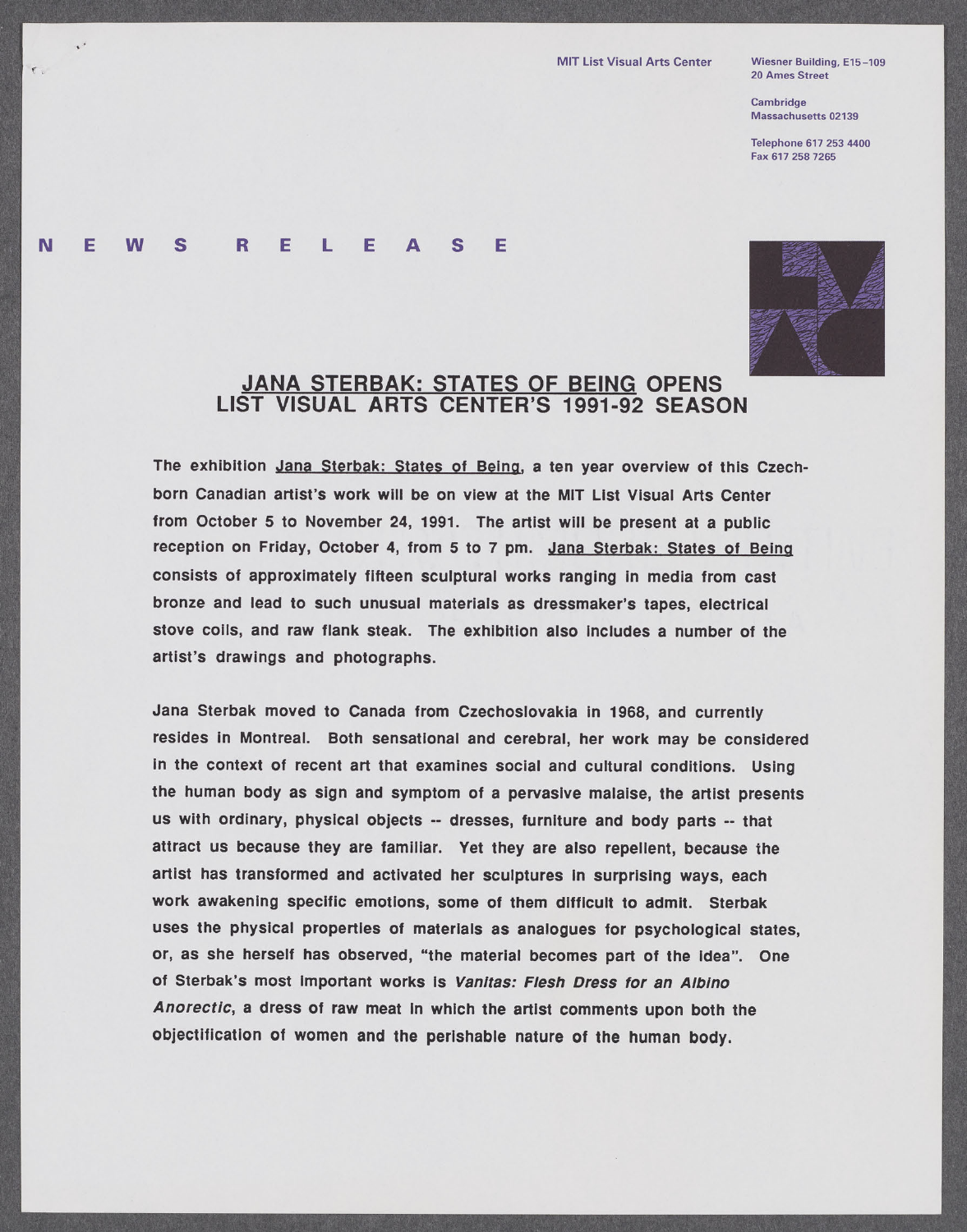MIT List Visual Arts Center

Wiesner Building, E15–109
20 Ames Street

Cambridge
Massachusetts 02139

Telephone 617 253 4400
Fax 617 258 7265

# NEWS RELEASE

## JANA STERBAK: STATES OF BEING OPENS LIST VISUAL ARTS CENTER'S 1991-92 SEASON

The exhibition Jana Sterbak: States of Being, a ten year overview of this Czech-born Canadian artist's work will be on view at the MIT List Visual Arts Center from October 5 to November 24, 1991. The artist will be present at a public reception on Friday, October 4, from 5 to 7 pm. Jana Sterbak: States of Being consists of approximately fifteen sculptural works ranging in media from cast bronze and lead to such unusual materials as dressmaker's tapes, electrical stove coils, and raw flank steak. The exhibition also includes a number of the artist's drawings and photographs.

Jana Sterbak moved to Canada from Czechoslovakia in 1968, and currently resides in Montreal. Both sensational and cerebral, her work may be considered in the context of recent art that examines social and cultural conditions. Using the human body as sign and symptom of a pervasive malaise, the artist presents us with ordinary, physical objects -- dresses, furniture and body parts -- that attract us because they are familiar. Yet they are also repellent, because the artist has transformed and activated her sculptures in surprising ways, each work awakening specific emotions, some of them difficult to admit. Sterbak uses the physical properties of materials as analogues for psychological states, or, as she herself has observed, "the material becomes part of the idea". One of Sterbak's most important works is *Vanitas: Flesh Dress for an Albino Anorectic*, a dress of raw meat in which the artist comments upon both the objectification of women and the perishable nature of the human body.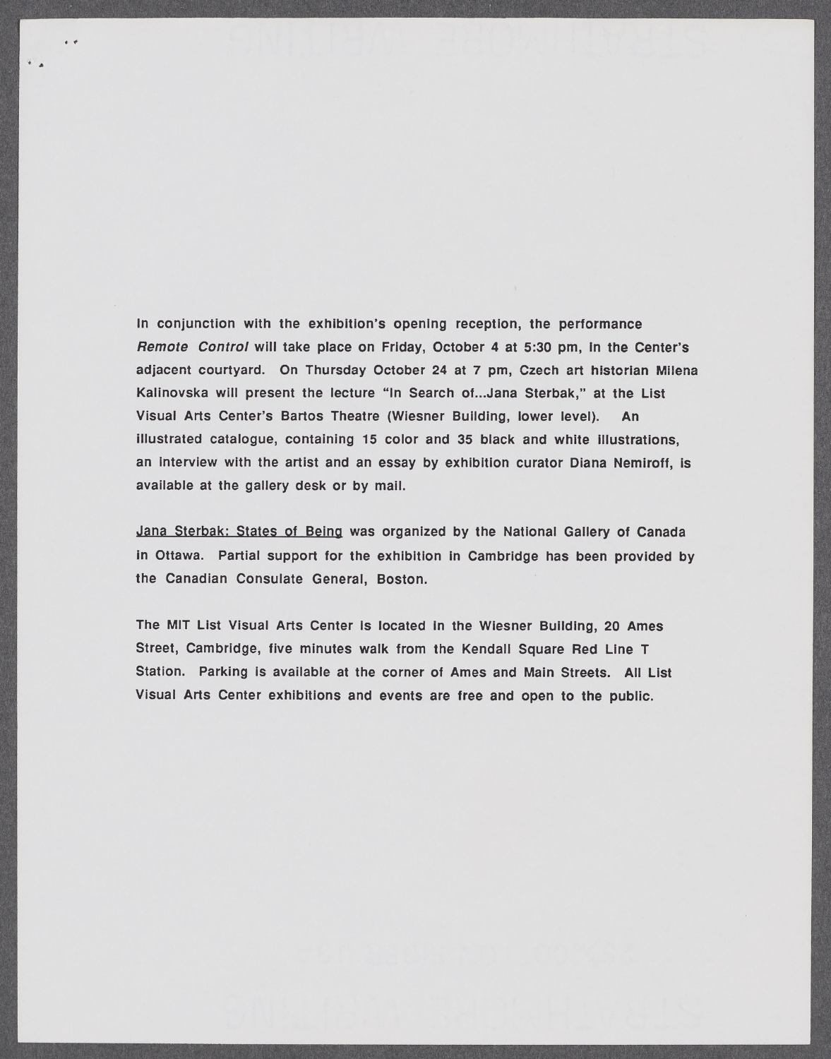In conjunction with the exhibition's opening reception, the performance *Remote Control* will take place on Friday, October 4 at 5:30 pm, in the Center's adjacent courtyard. On Thursday October 24 at 7 pm, Czech art historian Milena Kalinovska will present the lecture "In Search of...Jana Sterbak," at the List Visual Arts Center's Bartos Theatre (Wiesner Building, lower level). An illustrated catalogue, containing 15 color and 35 black and white illustrations, an interview with the artist and an essay by exhibition curator Diana Nemiroff, is available at the gallery desk or by mail.

<u>Jana Sterbak: States of Being</u> was organized by the National Gallery of Canada in Ottawa. Partial support for the exhibition in Cambridge has been provided by the Canadian Consulate General, Boston.

The MIT List Visual Arts Center is located in the Wiesner Building, 20 Ames Street, Cambridge, five minutes walk from the Kendall Square Red Line T Station. Parking is available at the corner of Ames and Main Streets. All List Visual Arts Center exhibitions and events are free and open to the public.